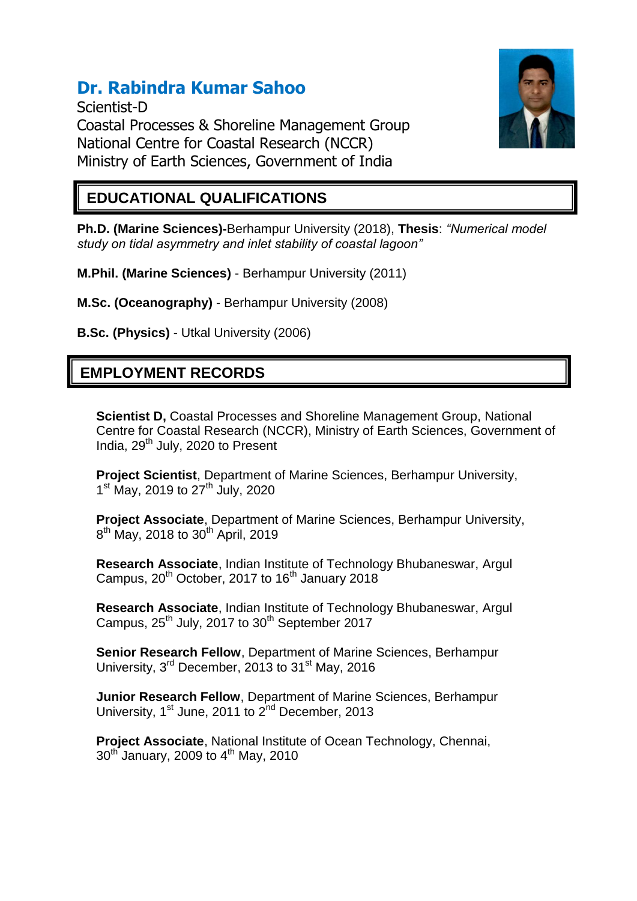# Dr. Rabindra Kumar Sahoo

Scientist-D
Coastal Processes & Shoreline Management Group
National Centre for Coastal Research (NCCR)
Ministry of Earth Sciences, Government of India

## EDUCATIONAL QUALIFICATIONS

**Ph.D. (Marine Sciences)-**Berhampur University (2018), **Thesis**: *"Numerical model study on tidal asymmetry and inlet stability of coastal lagoon"*

**M.Phil. (Marine Sciences)** - Berhampur University (2011)

**M.Sc. (Oceanography)** - Berhampur University (2008)

**B.Sc. (Physics)** - Utkal University (2006)

## EMPLOYMENT RECORDS

**Scientist D,** Coastal Processes and Shoreline Management Group, National Centre for Coastal Research (NCCR), Ministry of Earth Sciences, Government of India, 29th July, 2020 to Present

**Project Scientist**, Department of Marine Sciences, Berhampur University, 1st May, 2019 to 27th July, 2020

**Project Associate**, Department of Marine Sciences, Berhampur University, 8th May, 2018 to 30th April, 2019

**Research Associate**, Indian Institute of Technology Bhubaneswar, Argul Campus, 20th October, 2017 to 16th January 2018

**Research Associate**, Indian Institute of Technology Bhubaneswar, Argul Campus, 25th July, 2017 to 30th September 2017

**Senior Research Fellow**, Department of Marine Sciences, Berhampur University, 3rd December, 2013 to 31st May, 2016

**Junior Research Fellow**, Department of Marine Sciences, Berhampur University, 1st June, 2011 to 2nd December, 2013

**Project Associate**, National Institute of Ocean Technology, Chennai, 30th January, 2009 to 4th May, 2010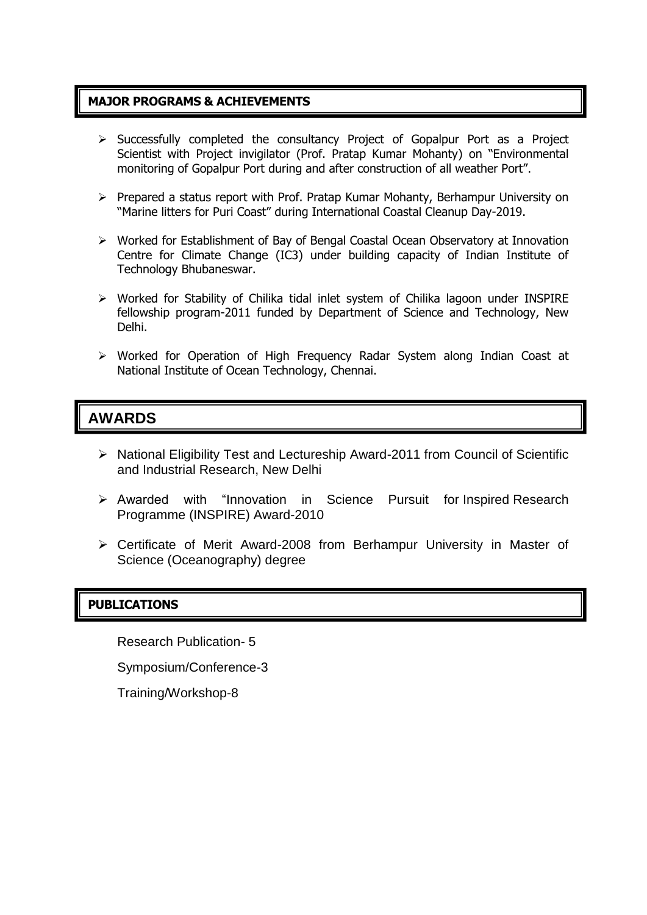## MAJOR PROGRAMS & ACHIEVEMENTS

- Successfully completed the consultancy Project of Gopalpur Port as a Project Scientist with Project invigilator (Prof. Pratap Kumar Mohanty) on "Environmental monitoring of Gopalpur Port during and after construction of all weather Port".
- Prepared a status report with Prof. Pratap Kumar Mohanty, Berhampur University on "Marine litters for Puri Coast" during International Coastal Cleanup Day-2019.
- Worked for Establishment of Bay of Bengal Coastal Ocean Observatory at Innovation Centre for Climate Change (IC3) under building capacity of Indian Institute of Technology Bhubaneswar.
- Worked for Stability of Chilika tidal inlet system of Chilika lagoon under INSPIRE fellowship program-2011 funded by Department of Science and Technology, New Delhi.
- Worked for Operation of High Frequency Radar System along Indian Coast at National Institute of Ocean Technology, Chennai.

## AWARDS

- National Eligibility Test and Lectureship Award-2011 from Council of Scientific and Industrial Research, New Delhi
- Awarded with "Innovation in Science Pursuit for Inspired Research Programme (INSPIRE) Award-2010
- Certificate of Merit Award-2008 from Berhampur University in Master of Science (Oceanography) degree

## PUBLICATIONS

Research Publication- 5

Symposium/Conference-3

Training/Workshop-8